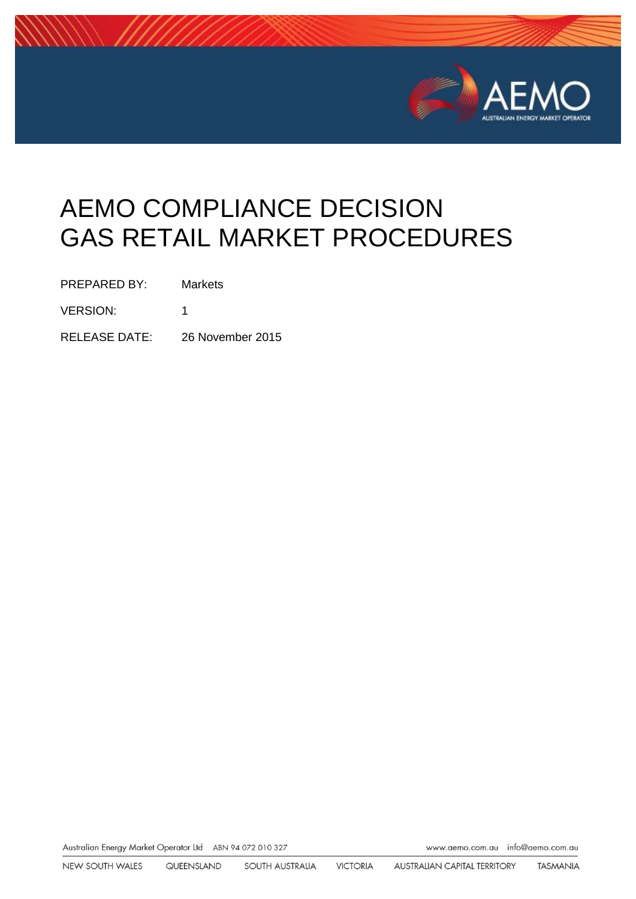# AEMO COMPLIANCE DECISION GAS RETAIL MARKET PROCEDURES

PREPARED BY: Markets

VERSION: 1

RELEASE DATE: 26 November 2015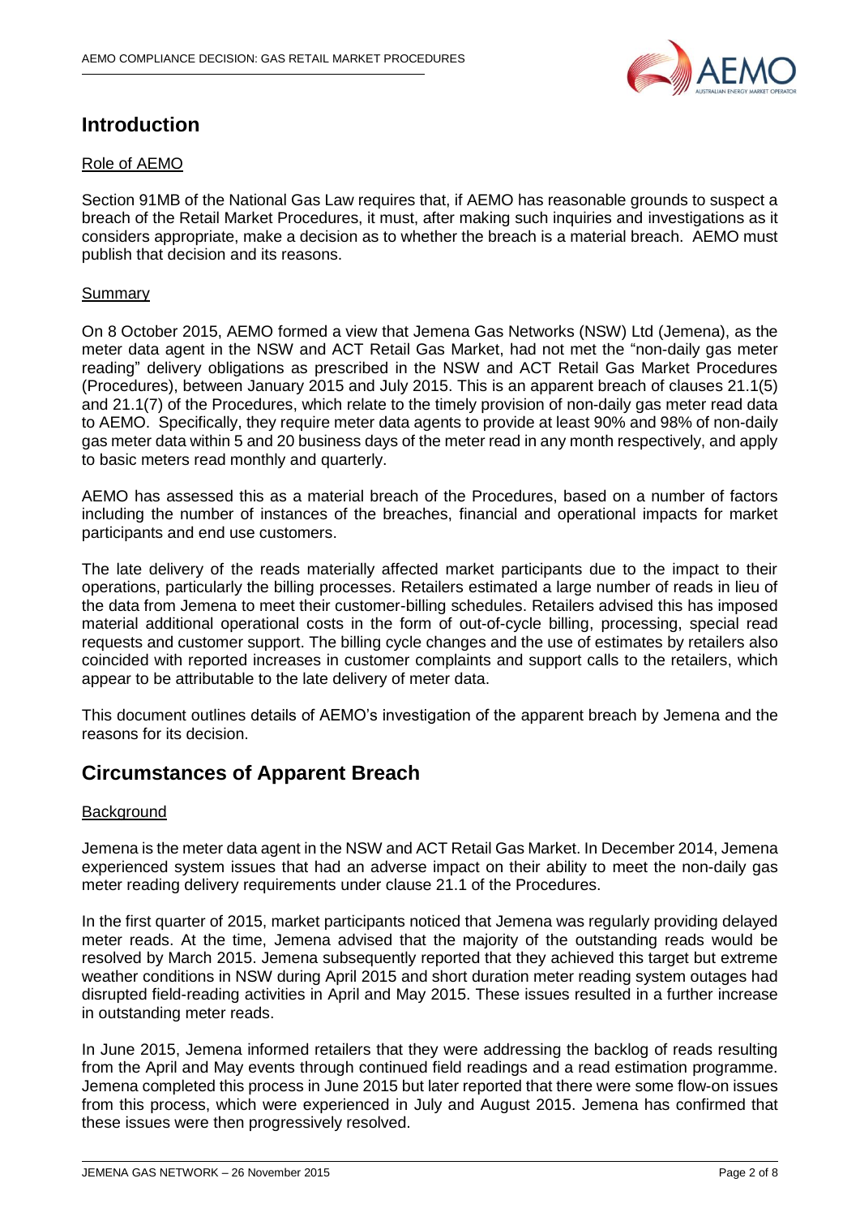## Introduction

### Role of AEMO

Section 91MB of the National Gas Law requires that, if AEMO has reasonable grounds to suspect a breach of the Retail Market Procedures, it must, after making such inquiries and investigations as it considers appropriate, make a decision as to whether the breach is a material breach. AEMO must publish that decision and its reasons.

### Summary

On 8 October 2015, AEMO formed a view that Jemena Gas Networks (NSW) Ltd (Jemena), as the meter data agent in the NSW and ACT Retail Gas Market, had not met the "non-daily gas meter reading" delivery obligations as prescribed in the NSW and ACT Retail Gas Market Procedures (Procedures), between January 2015 and July 2015. This is an apparent breach of clauses 21.1(5) and 21.1(7) of the Procedures, which relate to the timely provision of non-daily gas meter read data to AEMO. Specifically, they require meter data agents to provide at least 90% and 98% of non-daily gas meter data within 5 and 20 business days of the meter read in any month respectively, and apply to basic meters read monthly and quarterly.

AEMO has assessed this as a material breach of the Procedures, based on a number of factors including the number of instances of the breaches, financial and operational impacts for market participants and end use customers.

The late delivery of the reads materially affected market participants due to the impact to their operations, particularly the billing processes. Retailers estimated a large number of reads in lieu of the data from Jemena to meet their customer-billing schedules. Retailers advised this has imposed material additional operational costs in the form of out-of-cycle billing, processing, special read requests and customer support. The billing cycle changes and the use of estimates by retailers also coincided with reported increases in customer complaints and support calls to the retailers, which appear to be attributable to the late delivery of meter data.

This document outlines details of AEMO's investigation of the apparent breach by Jemena and the reasons for its decision.

## Circumstances of Apparent Breach

### Background

Jemena is the meter data agent in the NSW and ACT Retail Gas Market. In December 2014, Jemena experienced system issues that had an adverse impact on their ability to meet the non-daily gas meter reading delivery requirements under clause 21.1 of the Procedures.

In the first quarter of 2015, market participants noticed that Jemena was regularly providing delayed meter reads. At the time, Jemena advised that the majority of the outstanding reads would be resolved by March 2015. Jemena subsequently reported that they achieved this target but extreme weather conditions in NSW during April 2015 and short duration meter reading system outages had disrupted field-reading activities in April and May 2015. These issues resulted in a further increase in outstanding meter reads.

In June 2015, Jemena informed retailers that they were addressing the backlog of reads resulting from the April and May events through continued field readings and a read estimation programme. Jemena completed this process in June 2015 but later reported that there were some flow-on issues from this process, which were experienced in July and August 2015. Jemena has confirmed that these issues were then progressively resolved.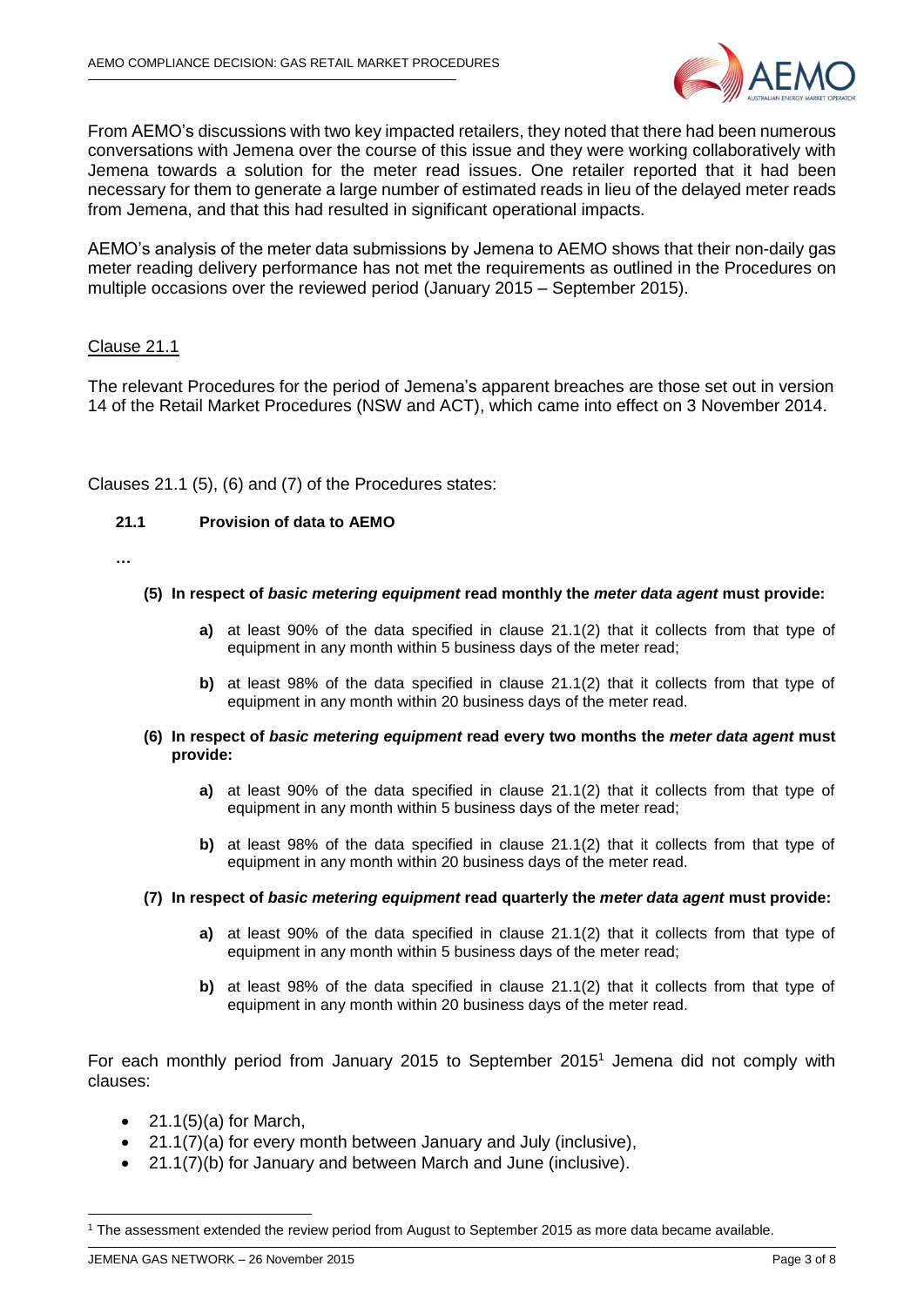From AEMO's discussions with two key impacted retailers, they noted that there had been numerous conversations with Jemena over the course of this issue and they were working collaboratively with Jemena towards a solution for the meter read issues. One retailer reported that it had been necessary for them to generate a large number of estimated reads in lieu of the delayed meter reads from Jemena, and that this had resulted in significant operational impacts.

AEMO's analysis of the meter data submissions by Jemena to AEMO shows that their non-daily gas meter reading delivery performance has not met the requirements as outlined in the Procedures on multiple occasions over the reviewed period (January 2015 – September 2015).

Clause 21.1

The relevant Procedures for the period of Jemena's apparent breaches are those set out in version 14 of the Retail Market Procedures (NSW and ACT), which came into effect on 3 November 2014.

Clauses 21.1 (5), (6) and (7) of the Procedures states:

**21.1 Provision of data to AEMO**

**…**

**(5) In respect of *basic metering equipment* read monthly the *meter data agent* must provide:**

- **a)** at least 90% of the data specified in clause 21.1(2) that it collects from that type of equipment in any month within 5 business days of the meter read;
- **b)** at least 98% of the data specified in clause 21.1(2) that it collects from that type of equipment in any month within 20 business days of the meter read.

**(6) In respect of *basic metering equipment* read every two months the *meter data agent* must provide:**

- **a)** at least 90% of the data specified in clause 21.1(2) that it collects from that type of equipment in any month within 5 business days of the meter read;
- **b)** at least 98% of the data specified in clause 21.1(2) that it collects from that type of equipment in any month within 20 business days of the meter read.

**(7) In respect of *basic metering equipment* read quarterly the *meter data agent* must provide:**

- **a)** at least 90% of the data specified in clause 21.1(2) that it collects from that type of equipment in any month within 5 business days of the meter read;
- **b)** at least 98% of the data specified in clause 21.1(2) that it collects from that type of equipment in any month within 20 business days of the meter read.

For each monthly period from January 2015 to September 2015[1] Jemena did not comply with clauses:

- 21.1(5)(a) for March,
- 21.1(7)(a) for every month between January and July (inclusive),
- 21.1(7)(b) for January and between March and June (inclusive).

[1] The assessment extended the review period from August to September 2015 as more data became available.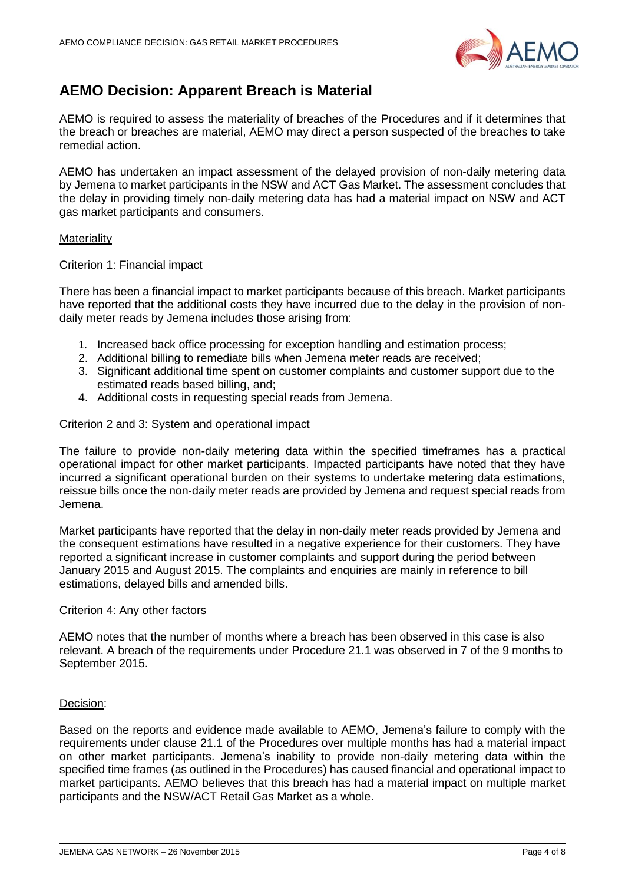## AEMO Decision: Apparent Breach is Material

AEMO is required to assess the materiality of breaches of the Procedures and if it determines that the breach or breaches are material, AEMO may direct a person suspected of the breaches to take remedial action.

AEMO has undertaken an impact assessment of the delayed provision of non-daily metering data by Jemena to market participants in the NSW and ACT Gas Market. The assessment concludes that the delay in providing timely non-daily metering data has had a material impact on NSW and ACT gas market participants and consumers.

Materiality

Criterion 1: Financial impact

There has been a financial impact to market participants because of this breach. Market participants have reported that the additional costs they have incurred due to the delay in the provision of non-daily meter reads by Jemena includes those arising from:

1. Increased back office processing for exception handling and estimation process;
2. Additional billing to remediate bills when Jemena meter reads are received;
3. Significant additional time spent on customer complaints and customer support due to the estimated reads based billing, and;
4. Additional costs in requesting special reads from Jemena.

Criterion 2 and 3: System and operational impact

The failure to provide non-daily metering data within the specified timeframes has a practical operational impact for other market participants. Impacted participants have noted that they have incurred a significant operational burden on their systems to undertake metering data estimations, reissue bills once the non-daily meter reads are provided by Jemena and request special reads from Jemena.

Market participants have reported that the delay in non-daily meter reads provided by Jemena and the consequent estimations have resulted in a negative experience for their customers. They have reported a significant increase in customer complaints and support during the period between January 2015 and August 2015. The complaints and enquiries are mainly in reference to bill estimations, delayed bills and amended bills.

Criterion 4: Any other factors

AEMO notes that the number of months where a breach has been observed in this case is also relevant. A breach of the requirements under Procedure 21.1 was observed in 7 of the 9 months to September 2015.

Decision:

Based on the reports and evidence made available to AEMO, Jemena's failure to comply with the requirements under clause 21.1 of the Procedures over multiple months has had a material impact on other market participants. Jemena's inability to provide non-daily metering data within the specified time frames (as outlined in the Procedures) has caused financial and operational impact to market participants. AEMO believes that this breach has had a material impact on multiple market participants and the NSW/ACT Retail Gas Market as a whole.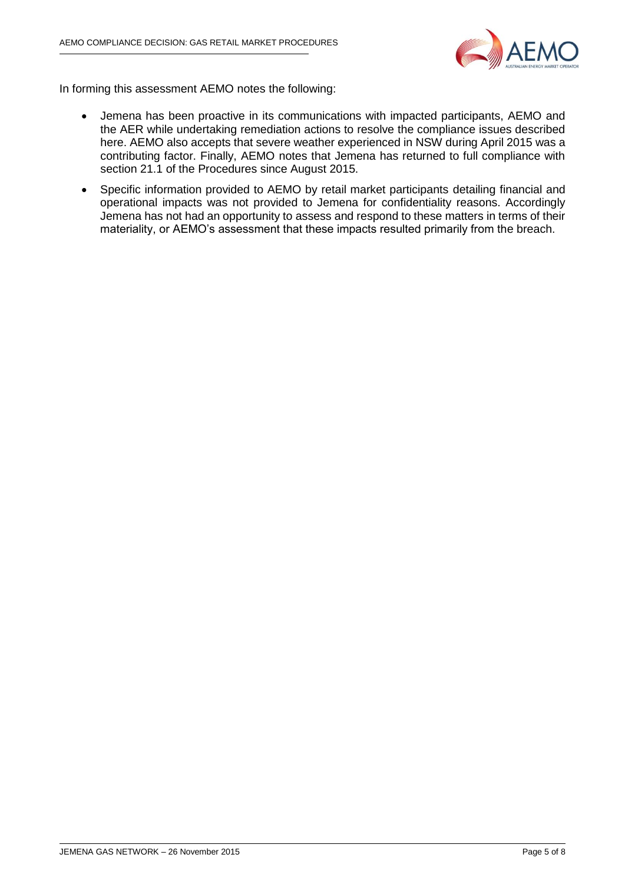In forming this assessment AEMO notes the following:

- Jemena has been proactive in its communications with impacted participants, AEMO and the AER while undertaking remediation actions to resolve the compliance issues described here. AEMO also accepts that severe weather experienced in NSW during April 2015 was a contributing factor. Finally, AEMO notes that Jemena has returned to full compliance with section 21.1 of the Procedures since August 2015.
- Specific information provided to AEMO by retail market participants detailing financial and operational impacts was not provided to Jemena for confidentiality reasons. Accordingly Jemena has not had an opportunity to assess and respond to these matters in terms of their materiality, or AEMO's assessment that these impacts resulted primarily from the breach.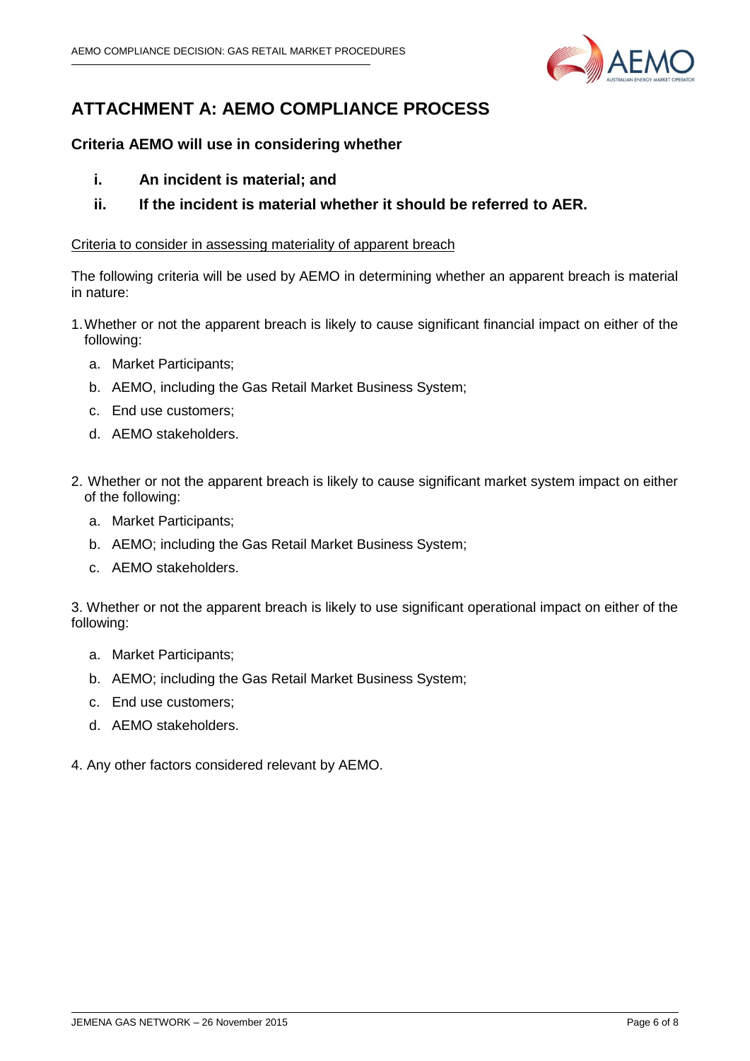# ATTACHMENT A: AEMO COMPLIANCE PROCESS

### Criteria AEMO will use in considering whether

**i. An incident is material; and**

**ii. If the incident is material whether it should be referred to AER.**

<u>Criteria to consider in assessing materiality of apparent breach</u>

The following criteria will be used by AEMO in determining whether an apparent breach is material in nature:

1. Whether or not the apparent breach is likely to cause significant financial impact on either of the following:
   a. Market Participants;
   b. AEMO, including the Gas Retail Market Business System;
   c. End use customers;
   d. AEMO stakeholders.

2. Whether or not the apparent breach is likely to cause significant market system impact on either of the following:
   a. Market Participants;
   b. AEMO; including the Gas Retail Market Business System;
   c. AEMO stakeholders.

3. Whether or not the apparent breach is likely to use significant operational impact on either of the following:
   a. Market Participants;
   b. AEMO; including the Gas Retail Market Business System;
   c. End use customers;
   d. AEMO stakeholders.

4. Any other factors considered relevant by AEMO.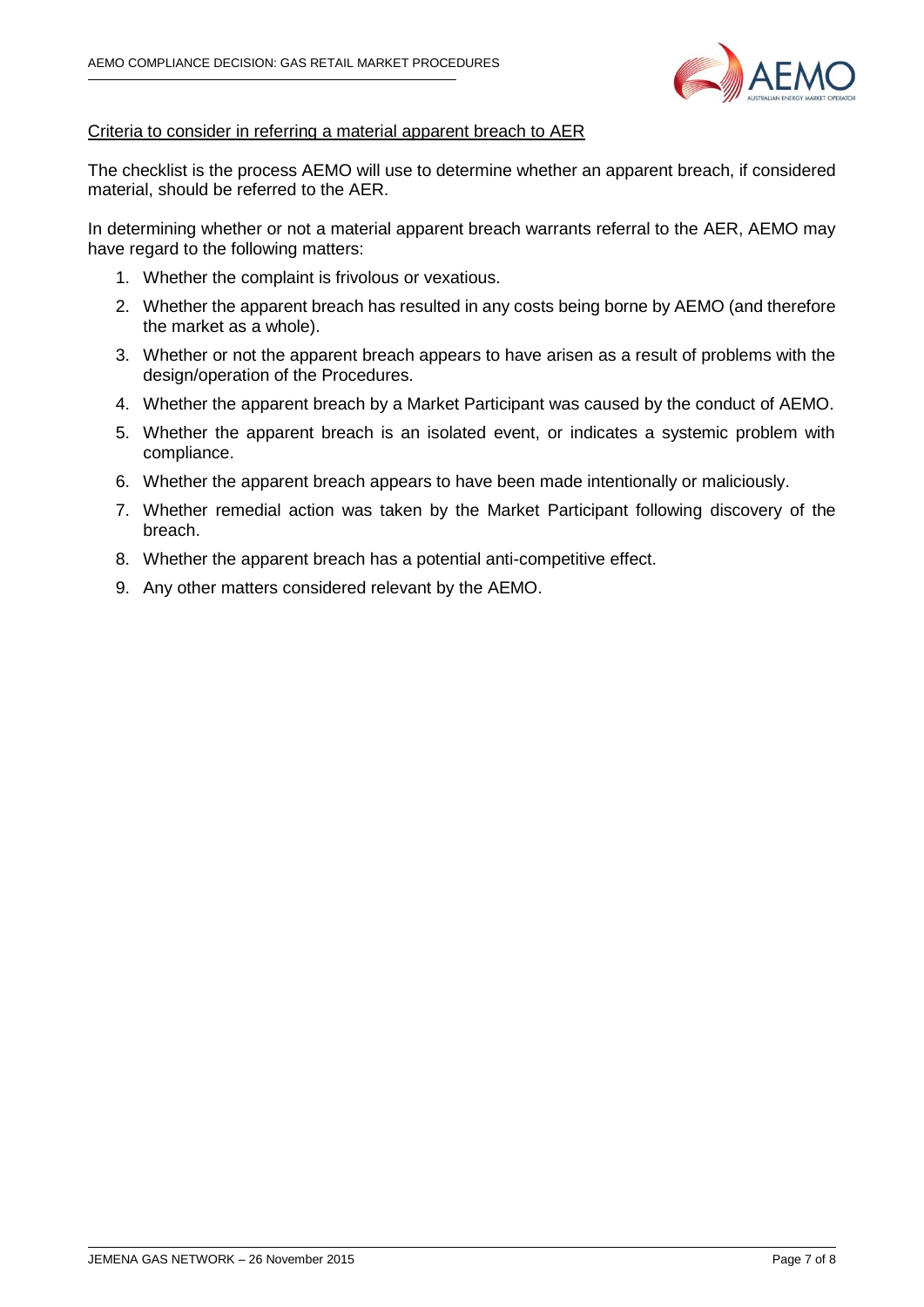<u>Criteria to consider in referring a material apparent breach to AER</u>

The checklist is the process AEMO will use to determine whether an apparent breach, if considered material, should be referred to the AER.

In determining whether or not a material apparent breach warrants referral to the AER, AEMO may have regard to the following matters:

1. Whether the complaint is frivolous or vexatious.
2. Whether the apparent breach has resulted in any costs being borne by AEMO (and therefore the market as a whole).
3. Whether or not the apparent breach appears to have arisen as a result of problems with the design/operation of the Procedures.
4. Whether the apparent breach by a Market Participant was caused by the conduct of AEMO.
5. Whether the apparent breach is an isolated event, or indicates a systemic problem with compliance.
6. Whether the apparent breach appears to have been made intentionally or maliciously.
7. Whether remedial action was taken by the Market Participant following discovery of the breach.
8. Whether the apparent breach has a potential anti-competitive effect.
9. Any other matters considered relevant by the AEMO.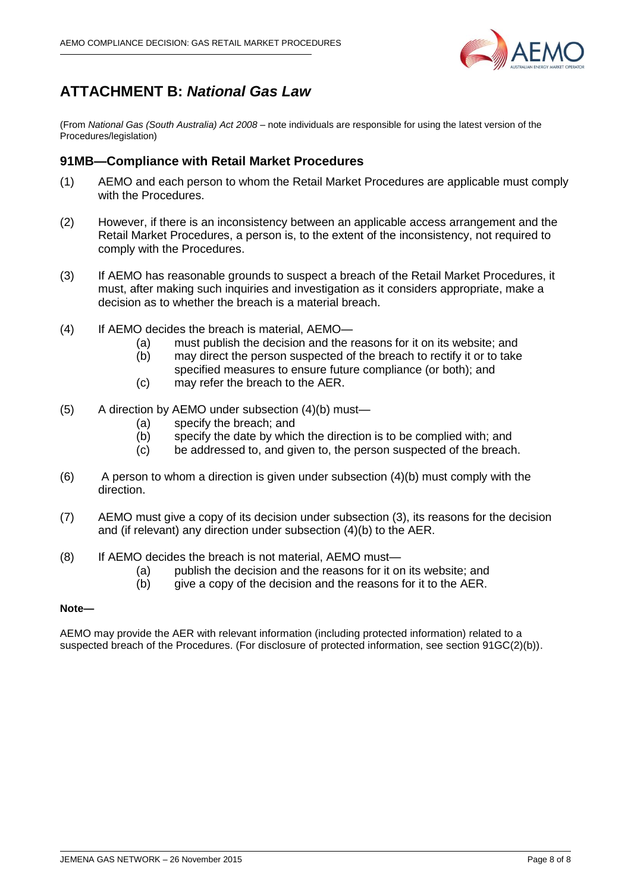# ATTACHMENT B: *National Gas Law*

(From *National Gas (South Australia) Act 2008* – note individuals are responsible for using the latest version of the Procedures/legislation)

## 91MB—Compliance with Retail Market Procedures

(1) AEMO and each person to whom the Retail Market Procedures are applicable must comply with the Procedures.

(2) However, if there is an inconsistency between an applicable access arrangement and the Retail Market Procedures, a person is, to the extent of the inconsistency, not required to comply with the Procedures.

(3) If AEMO has reasonable grounds to suspect a breach of the Retail Market Procedures, it must, after making such inquiries and investigation as it considers appropriate, make a decision as to whether the breach is a material breach.

(4) If AEMO decides the breach is material, AEMO—

- (a) must publish the decision and the reasons for it on its website; and
- (b) may direct the person suspected of the breach to rectify it or to take specified measures to ensure future compliance (or both); and
- (c) may refer the breach to the AER.

(5) A direction by AEMO under subsection (4)(b) must—

- (a) specify the breach; and
- (b) specify the date by which the direction is to be complied with; and
- (c) be addressed to, and given to, the person suspected of the breach.

(6) A person to whom a direction is given under subsection (4)(b) must comply with the direction.

(7) AEMO must give a copy of its decision under subsection (3), its reasons for the decision and (if relevant) any direction under subsection (4)(b) to the AER.

(8) If AEMO decides the breach is not material, AEMO must—

- (a) publish the decision and the reasons for it on its website; and
- (b) give a copy of the decision and the reasons for it to the AER.

**Note—**

AEMO may provide the AER with relevant information (including protected information) related to a suspected breach of the Procedures. (For disclosure of protected information, see section 91GC(2)(b)).